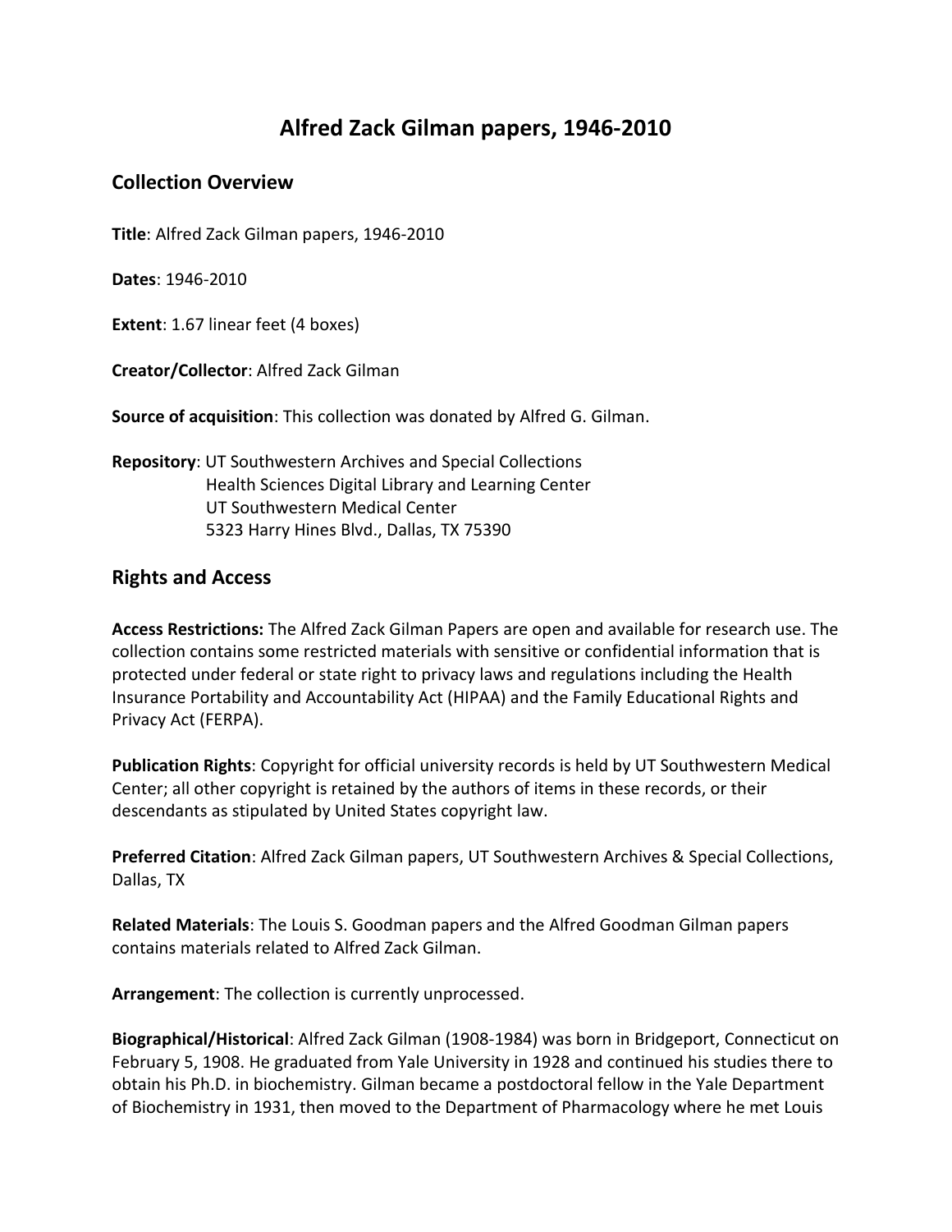# Alfred Zack Gilman papers, 1946-2010

## Collection Overview

**Title**: Alfred Zack Gilman papers, 1946-2010

**Dates**: 1946-2010

**Extent**: 1.67 linear feet (4 boxes)

**Creator/Collector**: Alfred Zack Gilman

**Source of acquisition**: This collection was donated by Alfred G. Gilman.

**Repository**: UT Southwestern Archives and Special Collections
Health Sciences Digital Library and Learning Center
UT Southwestern Medical Center
5323 Harry Hines Blvd., Dallas, TX 75390

## Rights and Access

**Access Restrictions:** The Alfred Zack Gilman Papers are open and available for research use. The collection contains some restricted materials with sensitive or confidential information that is protected under federal or state right to privacy laws and regulations including the Health Insurance Portability and Accountability Act (HIPAA) and the Family Educational Rights and Privacy Act (FERPA).

**Publication Rights**: Copyright for official university records is held by UT Southwestern Medical Center; all other copyright is retained by the authors of items in these records, or their descendants as stipulated by United States copyright law.

**Preferred Citation**: Alfred Zack Gilman papers, UT Southwestern Archives & Special Collections, Dallas, TX

**Related Materials**: The Louis S. Goodman papers and the Alfred Goodman Gilman papers contains materials related to Alfred Zack Gilman.

**Arrangement**: The collection is currently unprocessed.

**Biographical/Historical**: Alfred Zack Gilman (1908-1984) was born in Bridgeport, Connecticut on February 5, 1908. He graduated from Yale University in 1928 and continued his studies there to obtain his Ph.D. in biochemistry. Gilman became a postdoctoral fellow in the Yale Department of Biochemistry in 1931, then moved to the Department of Pharmacology where he met Louis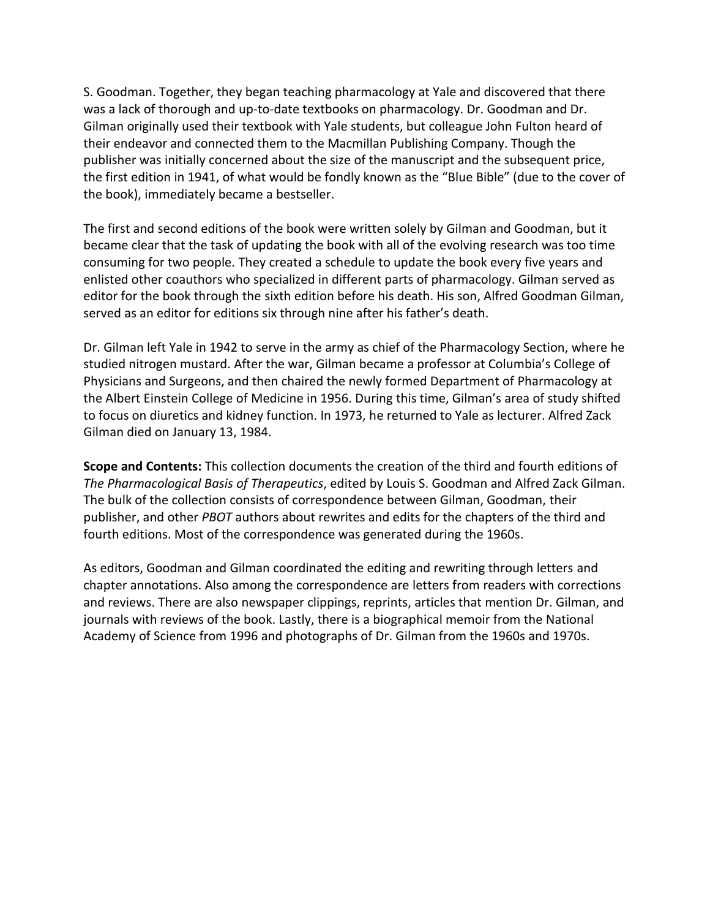S. Goodman. Together, they began teaching pharmacology at Yale and discovered that there was a lack of thorough and up-to-date textbooks on pharmacology. Dr. Goodman and Dr. Gilman originally used their textbook with Yale students, but colleague John Fulton heard of their endeavor and connected them to the Macmillan Publishing Company. Though the publisher was initially concerned about the size of the manuscript and the subsequent price, the first edition in 1941, of what would be fondly known as the "Blue Bible" (due to the cover of the book), immediately became a bestseller.

The first and second editions of the book were written solely by Gilman and Goodman, but it became clear that the task of updating the book with all of the evolving research was too time consuming for two people. They created a schedule to update the book every five years and enlisted other coauthors who specialized in different parts of pharmacology. Gilman served as editor for the book through the sixth edition before his death. His son, Alfred Goodman Gilman, served as an editor for editions six through nine after his father's death.

Dr. Gilman left Yale in 1942 to serve in the army as chief of the Pharmacology Section, where he studied nitrogen mustard. After the war, Gilman became a professor at Columbia's College of Physicians and Surgeons, and then chaired the newly formed Department of Pharmacology at the Albert Einstein College of Medicine in 1956. During this time, Gilman's area of study shifted to focus on diuretics and kidney function. In 1973, he returned to Yale as lecturer. Alfred Zack Gilman died on January 13, 1984.

**Scope and Contents:** This collection documents the creation of the third and fourth editions of *The Pharmacological Basis of Therapeutics*, edited by Louis S. Goodman and Alfred Zack Gilman. The bulk of the collection consists of correspondence between Gilman, Goodman, their publisher, and other *PBOT* authors about rewrites and edits for the chapters of the third and fourth editions. Most of the correspondence was generated during the 1960s.

As editors, Goodman and Gilman coordinated the editing and rewriting through letters and chapter annotations. Also among the correspondence are letters from readers with corrections and reviews. There are also newspaper clippings, reprints, articles that mention Dr. Gilman, and journals with reviews of the book. Lastly, there is a biographical memoir from the National Academy of Science from 1996 and photographs of Dr. Gilman from the 1960s and 1970s.